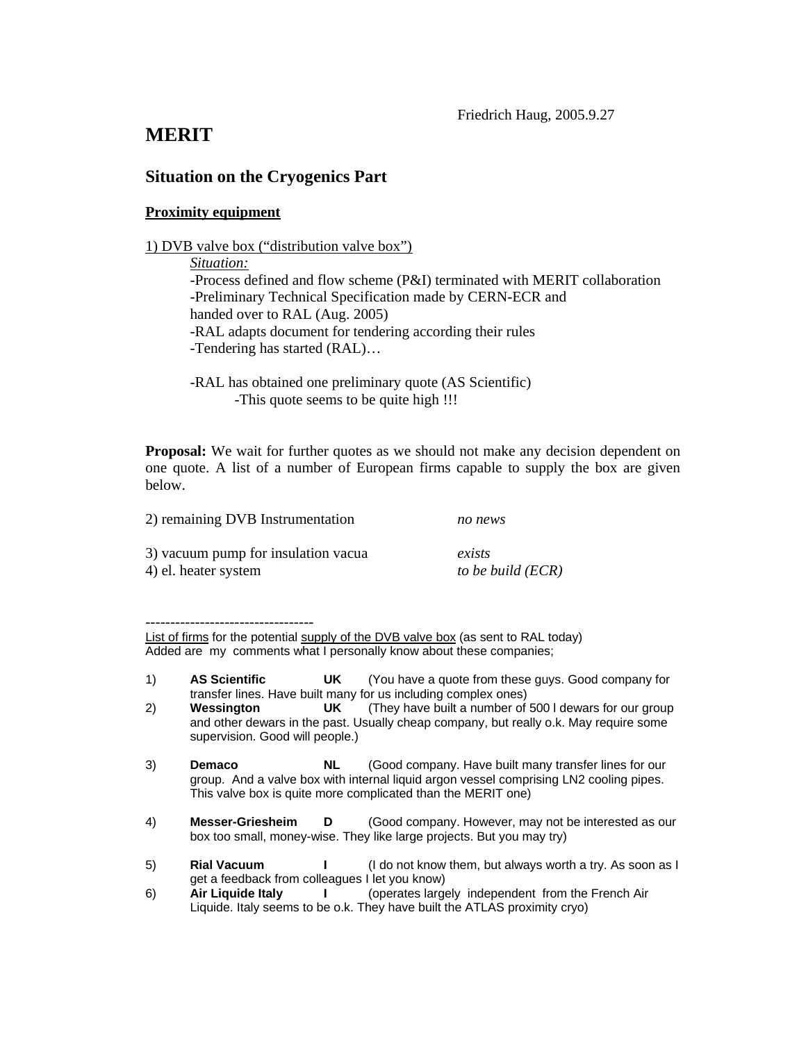Friedrich Haug, 2005.9.27

# MERIT

## Situation on the Cryogenics Part

**Proximity equipment**

1) DVB valve box ("distribution valve box")

*Situation:*

-Process defined and flow scheme (P&I) terminated with MERIT collaboration
-Preliminary Technical Specification made by CERN-ECR and handed over to RAL (Aug. 2005)
-RAL adapts document for tendering according their rules
-Tendering has started (RAL)…

-RAL has obtained one preliminary quote (AS Scientific)
  -This quote seems to be quite high !!!

**Proposal:** We wait for further quotes as we should not make any decision dependent on one quote. A list of a number of European firms capable to supply the box are given below.

| | |
|---|---|
| 2) remaining DVB Instrumentation | *no news* |
| 3) vacuum pump for insulation vacua | *exists* |
| 4) el. heater system | *to be build (ECR)* |

----------------------------------

List of firms for the potential supply of the DVB valve box (as sent to RAL today)
Added are my comments what I personally know about these companies;

1) **AS Scientific** **UK** (You have a quote from these guys. Good company for transfer lines. Have built many for us including complex ones)
2) **Wessington** **UK** (They have built a number of 500 l dewars for our group and other dewars in the past. Usually cheap company, but really o.k. May require some supervision. Good will people.)
3) **Demaco** **NL** (Good company. Have built many transfer lines for our group. And a valve box with internal liquid argon vessel comprising LN2 cooling pipes. This valve box is quite more complicated than the MERIT one)
4) **Messer-Griesheim** **D** (Good company. However, may not be interested as our box too small, money-wise. They like large projects. But you may try)
5) **Rial Vacuum** **I** (I do not know them, but always worth a try. As soon as I get a feedback from colleagues I let you know)
6) **Air Liquide Italy** **I** (operates largely independent from the French Air Liquide. Italy seems to be o.k. They have built the ATLAS proximity cryo)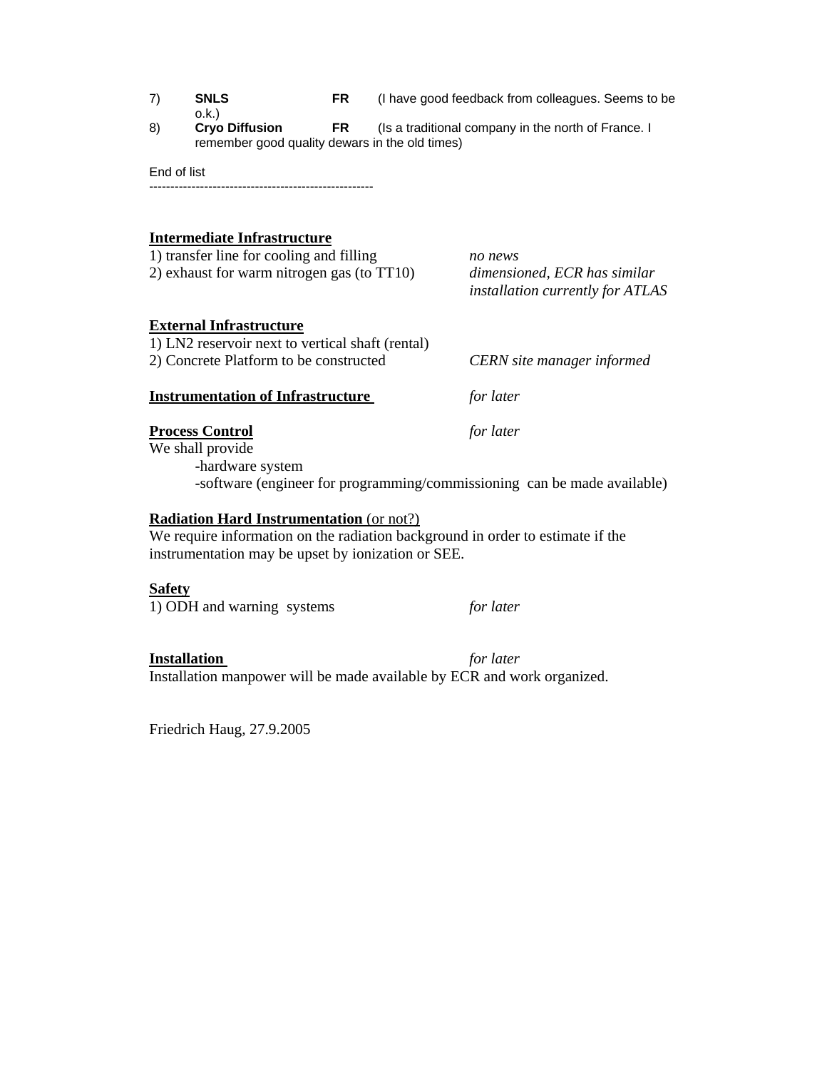7) **SNLS** **FR** (I have good feedback from colleagues. Seems to be o.k.)

8) **Cryo Diffusion** **FR** (Is a traditional company in the north of France. I remember good quality dewars in the old times)

End of list

-----------------------------------------------------

**Intermediate Infrastructure**

| | |
|---|---|
| 1) transfer line for cooling and filling | *no news* |
| 2) exhaust for warm nitrogen gas (to TT10) | *dimensioned, ECR has similar installation currently for ATLAS* |

**External Infrastructure**

| | |
|---|---|
| 1) LN2 reservoir next to vertical shaft (rental) | |
| 2) Concrete Platform to be constructed | *CERN site manager informed* |

**Instrumentation of Infrastructure** *for later*

**Process Control** *for later*

We shall provide

- hardware system
- software (engineer for programming/commissioning can be made available)

**Radiation Hard Instrumentation** (or not?)

We require information on the radiation background in order to estimate if the instrumentation may be upset by ionization or SEE.

**Safety**

1) ODH and warning systems *for later*

**Installation** *for later*

Installation manpower will be made available by ECR and work organized.

Friedrich Haug, 27.9.2005